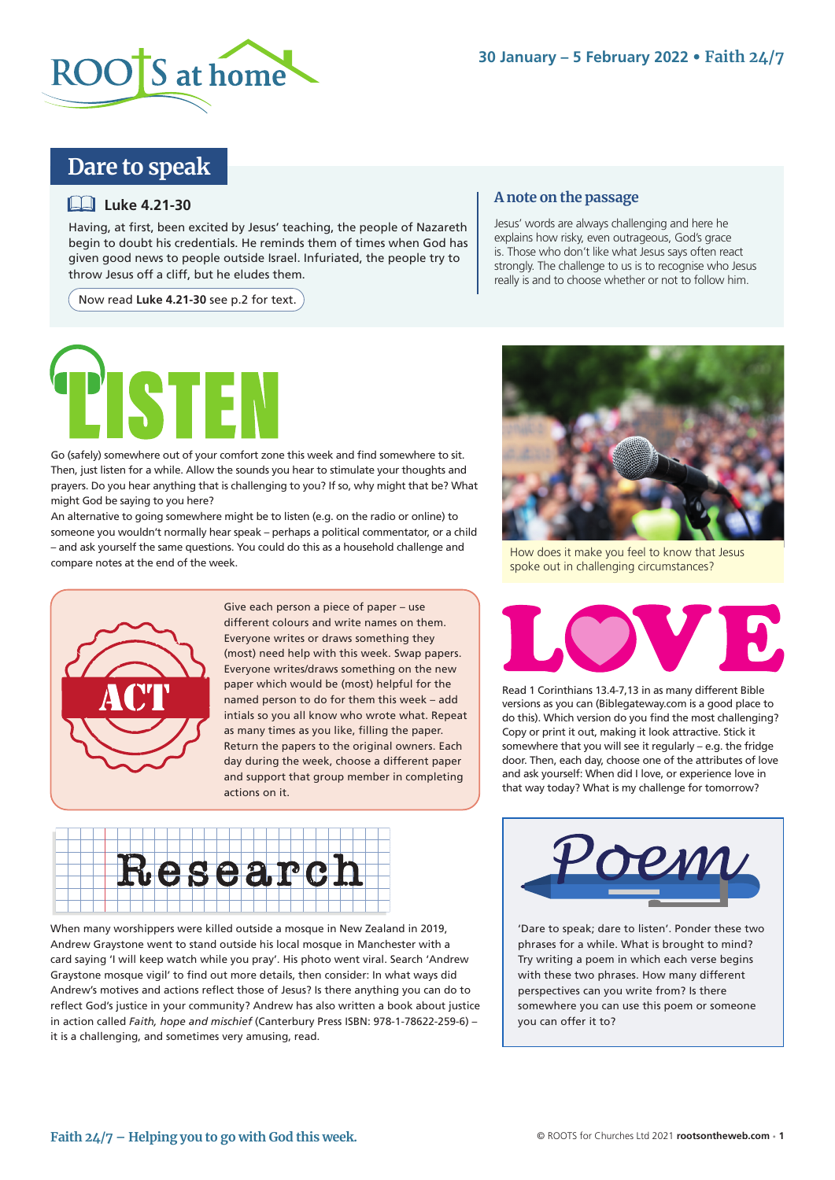# Dare to speak

## Luke 4.21-30

Having, at first, been excited by Jesus' teaching, the people of Nazareth begin to doubt his credentials. He reminds them of times when God has given good news to people outside Israel. Infuriated, the people try to throw Jesus off a cliff, but he eludes them.

Now read **Luke 4.21-30** see p.2 for text.

### A note on the passage

Jesus' words are always challenging and here he explains how risky, even outrageous, God's grace is. Those who don't like what Jesus says often react strongly. The challenge to us is to recognise who Jesus really is and to choose whether or not to follow him.

## LISTEN

Go (safely) somewhere out of your comfort zone this week and find somewhere to sit. Then, just listen for a while. Allow the sounds you hear to stimulate your thoughts and prayers. Do you hear anything that is challenging to you? If so, why might that be? What might God be saying to you here?

An alternative to going somewhere might be to listen (e.g. on the radio or online) to someone you wouldn't normally hear speak – perhaps a political commentator, or a child – and ask yourself the same questions. You could do this as a household challenge and compare notes at the end of the week.

How does it make you feel to know that Jesus spoke out in challenging circumstances?

## ACT

Give each person a piece of paper – use different colours and write names on them. Everyone writes or draws something they (most) need help with this week. Swap papers. Everyone writes/draws something on the new paper which would be (most) helpful for the named person to do for them this week – add intials so you all know who wrote what. Repeat as many times as you like, filling the paper. Return the papers to the original owners. Each day during the week, choose a different paper and support that group member in completing actions on it.

## LOVE

Read 1 Corinthians 13.4-7,13 in as many different Bible versions as you can (Biblegateway.com is a good place to do this). Which version do you find the most challenging? Copy or print it out, making it look attractive. Stick it somewhere that you will see it regularly – e.g. the fridge door. Then, each day, choose one of the attributes of love and ask yourself: When did I love, or experience love in that way today? What is my challenge for tomorrow?

## Research

When many worshippers were killed outside a mosque in New Zealand in 2019, Andrew Graystone went to stand outside his local mosque in Manchester with a card saying 'I will keep watch while you pray'. His photo went viral. Search 'Andrew Graystone mosque vigil' to find out more details, then consider: In what ways did Andrew's motives and actions reflect those of Jesus? Is there anything you can do to reflect God's justice in your community? Andrew has also written a book about justice in action called *Faith, hope and mischief* (Canterbury Press ISBN: 978-1-78622-259-6) – it is a challenging, and sometimes very amusing, read.

## Poem

'Dare to speak; dare to listen'. Ponder these two phrases for a while. What is brought to mind? Try writing a poem in which each verse begins with these two phrases. How many different perspectives can you write from? Is there somewhere you can use this poem or someone you can offer it to?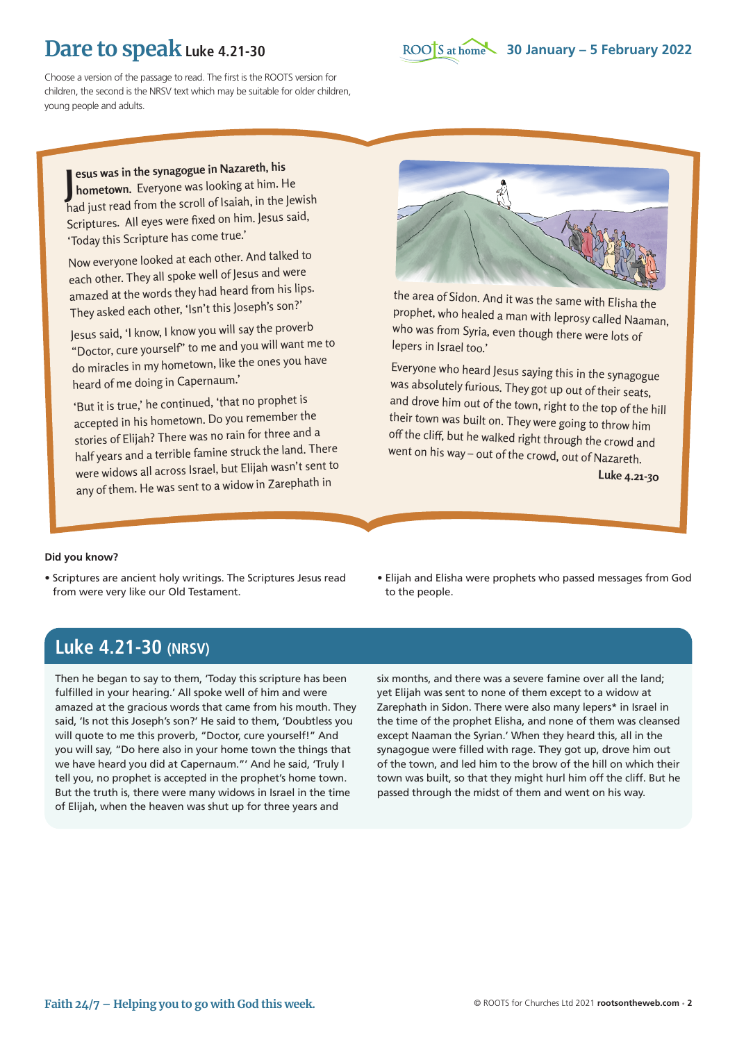# Dare to speak Luke 4.21-30

30 January – 5 February 2022

Choose a version of the passage to read. The first is the ROOTS version for children, the second is the NRSV text which may be suitable for older children, young people and adults.

**Jesus was in the synagogue in Nazareth, his hometown.** Everyone was looking at him. He had just read from the scroll of Isaiah, in the Jewish Scriptures. All eyes were fixed on him. Jesus said, 'Today this Scripture has come true.'

Now everyone looked at each other. And talked to each other. They all spoke well of Jesus and were amazed at the words they had heard from his lips. They asked each other, 'Isn't this Joseph's son?'

Jesus said, 'I know, I know you will say the proverb "Doctor, cure yourself" to me and you will want me to do miracles in my hometown, like the ones you have heard of me doing in Capernaum.'

'But it is true,' he continued, 'that no prophet is accepted in his hometown. Do you remember the stories of Elijah? There was no rain for three and a half years and a terrible famine struck the land. There were widows all across Israel, but Elijah wasn't sent to any of them. He was sent to a widow in Zarephath in the area of Sidon. And it was the same with Elisha the prophet, who healed a man with leprosy called Naaman, who was from Syria, even though there were lots of lepers in Israel too.'

Everyone who heard Jesus saying this in the synagogue was absolutely furious. They got up out of their seats, and drove him out of the town, right to the top of the hill their town was built on. They were going to throw him off the cliff, but he walked right through the crowd and went on his way – out of the crowd, out of Nazareth.

**Luke 4.21-30**

**Did you know?**

- Scriptures are ancient holy writings. The Scriptures Jesus read from were very like our Old Testament.
- Elijah and Elisha were prophets who passed messages from God to the people.

## Luke 4.21-30 (NRSV)

Then he began to say to them, 'Today this scripture has been fulfilled in your hearing.' All spoke well of him and were amazed at the gracious words that came from his mouth. They said, 'Is not this Joseph's son?' He said to them, 'Doubtless you will quote to me this proverb, "Doctor, cure yourself!" And you will say, "Do here also in your home town the things that we have heard you did at Capernaum."' And he said, 'Truly I tell you, no prophet is accepted in the prophet's home town. But the truth is, there were many widows in Israel in the time of Elijah, when the heaven was shut up for three years and six months, and there was a severe famine over all the land; yet Elijah was sent to none of them except to a widow at Zarephath in Sidon. There were also many lepers* in Israel in the time of the prophet Elisha, and none of them was cleansed except Naaman the Syrian.' When they heard this, all in the synagogue were filled with rage. They got up, drove him out of the town, and led him to the brow of the hill on which their town was built, so that they might hurl him off the cliff. But he passed through the midst of them and went on his way.

**Faith 24/7 – Helping you to go with God this week.**

© ROOTS for Churches Ltd 2021 **rootsontheweb.com**